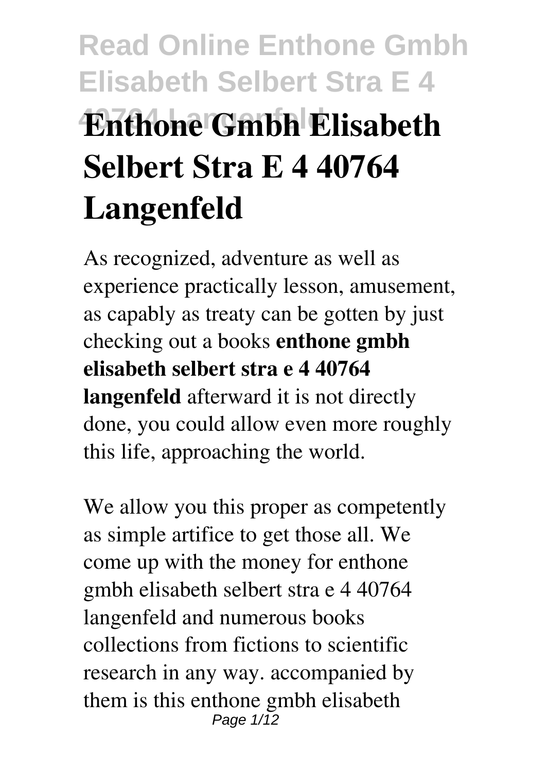# Enthone Gmbh Elisabeth Selbert Stra E 4 40764 Langenfeld

As recognized, adventure as well as experience practically lesson, amusement, as capably as treaty can be gotten by just checking out a books **enthone gmbh elisabeth selbert stra e 4 40764 langenfeld** afterward it is not directly done, you could allow even more roughly this life, approaching the world.

We allow you this proper as competently as simple artifice to get those all. We come up with the money for enthone gmbh elisabeth selbert stra e 4 40764 langenfeld and numerous books collections from fictions to scientific research in any way. accompanied by them is this enthone gmbh elisabeth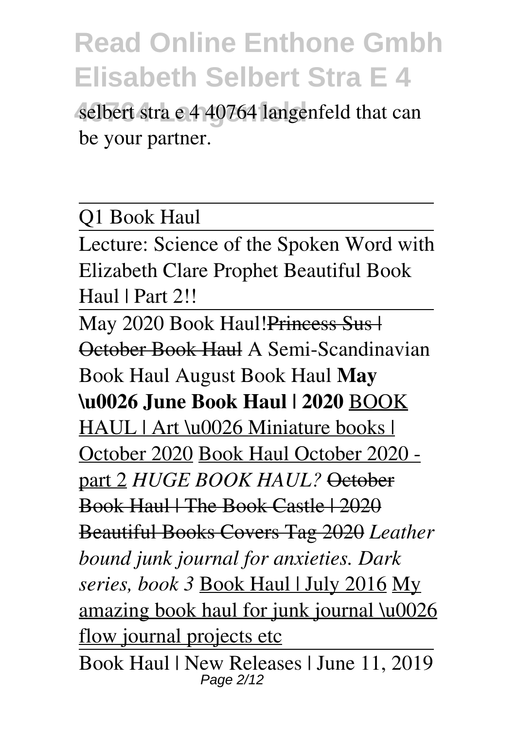selbert stra e 4 40764 langenfeld that can be your partner.

---

Q1 Book Haul

---

Lecture: Science of the Spoken Word with Elizabeth Clare Prophet Beautiful Book Haul | Part 2!!

---

May 2020 Book Haul!~~Princess Sus | October Book Haul~~ A Semi-Scandinavian Book Haul August Book Haul **May \u0026 June Book Haul | 2020** BOOK HAUL | Art \u0026 Miniature books | October 2020 Book Haul October 2020 - part 2 *HUGE BOOK HAUL?* ~~October Book Haul | The Book Castle | 2020 Beautiful Books Covers Tag 2020~~ *Leather bound junk journal for anxieties. Dark series, book 3* Book Haul | July 2016 My amazing book haul for junk journal \u0026 flow journal projects etc

---

Book Haul | New Releases | June 11, 2019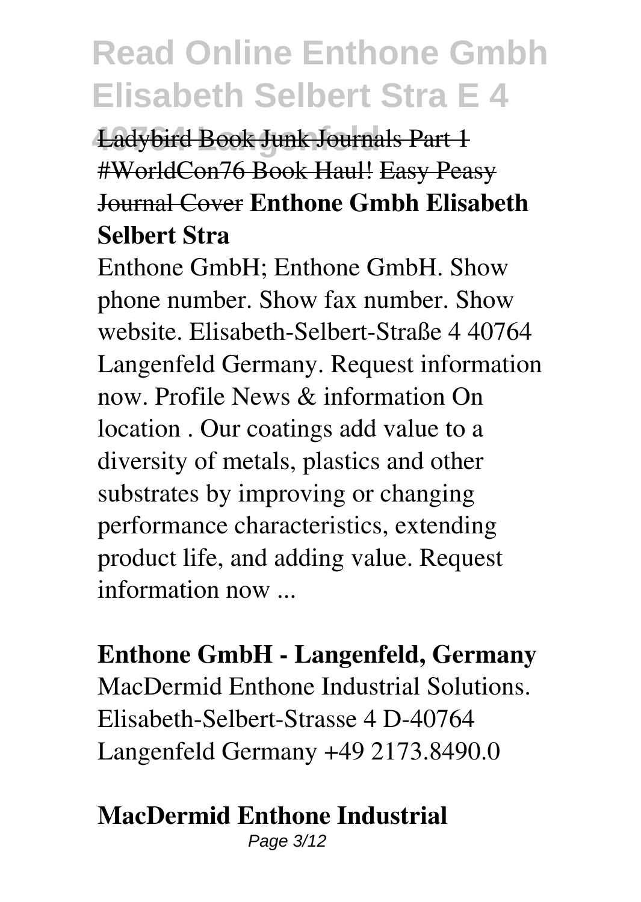Ladybird Book Junk Journals Part 1 #WorldCon76 Book Haul! Easy Peasy Journal Cover **Enthone Gmbh Elisabeth Selbert Stra**

Enthone GmbH; Enthone GmbH. Show phone number. Show fax number. Show website. Elisabeth-Selbert-Straße 4 40764 Langenfeld Germany. Request information now. Profile News & information On location . Our coatings add value to a diversity of metals, plastics and other substrates by improving or changing performance characteristics, extending product life, and adding value. Request information now ...

**Enthone GmbH - Langenfeld, Germany**

MacDermid Enthone Industrial Solutions. Elisabeth-Selbert-Strasse 4 D-40764 Langenfeld Germany +49 2173.8490.0

**MacDermid Enthone Industrial**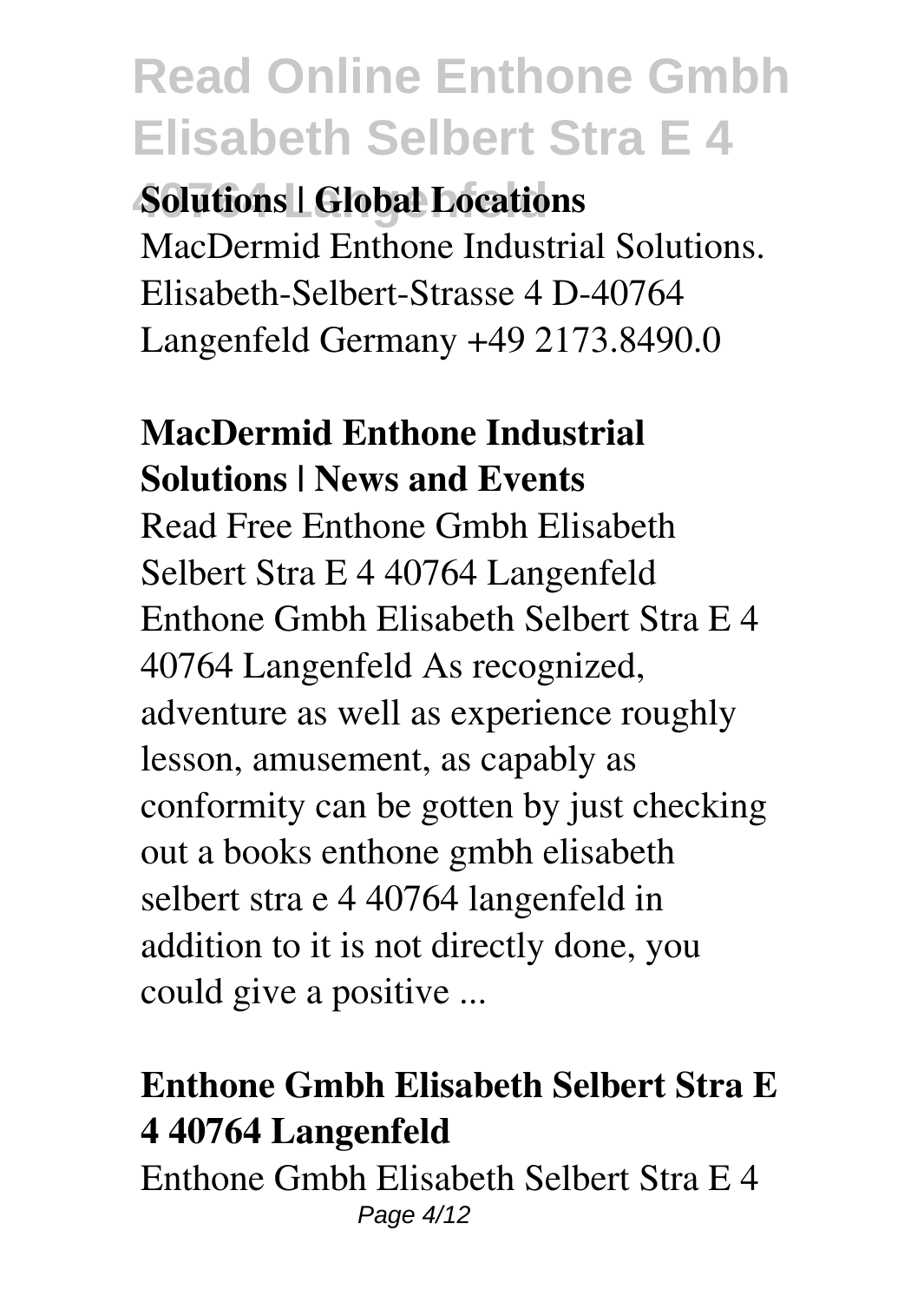**Solutions | Global Locations**

MacDermid Enthone Industrial Solutions. Elisabeth-Selbert-Strasse 4 D-40764 Langenfeld Germany +49 2173.8490.0

## MacDermid Enthone Industrial Solutions | News and Events

Read Free Enthone Gmbh Elisabeth Selbert Stra E 4 40764 Langenfeld Enthone Gmbh Elisabeth Selbert Stra E 4 40764 Langenfeld As recognized, adventure as well as experience roughly lesson, amusement, as capably as conformity can be gotten by just checking out a books enthone gmbh elisabeth selbert stra e 4 40764 langenfeld in addition to it is not directly done, you could give a positive ...

## Enthone Gmbh Elisabeth Selbert Stra E 4 40764 Langenfeld

Enthone Gmbh Elisabeth Selbert Stra E 4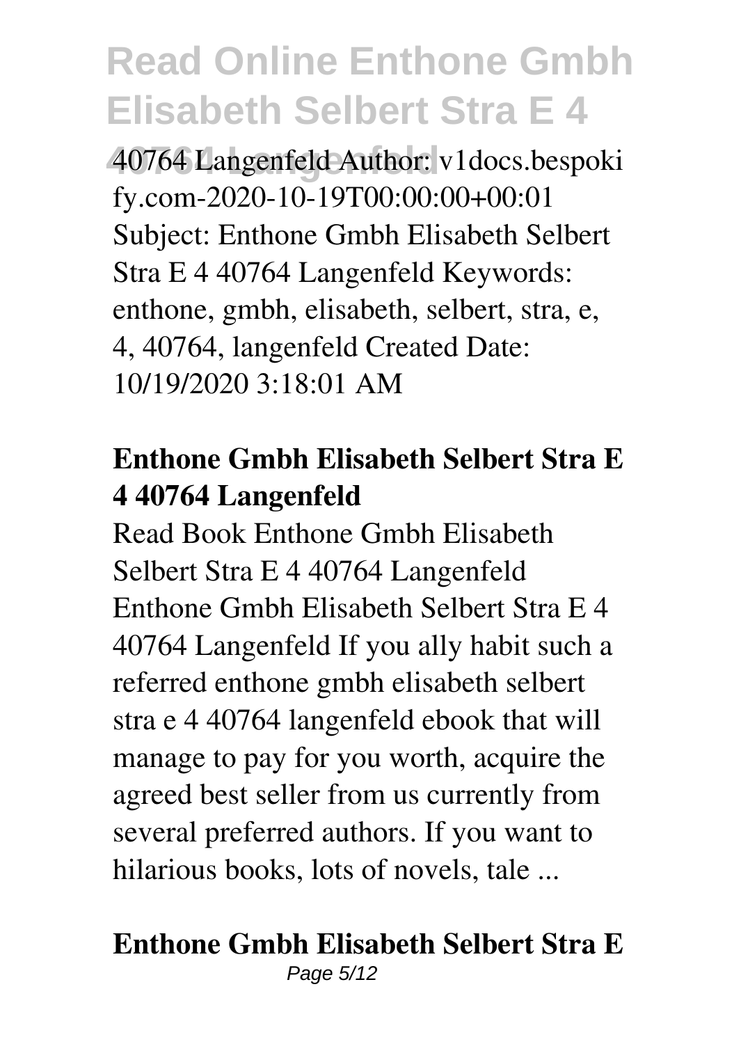40764 Langenfeld Author: v1docs.bespokify.com-2020-10-19T00:00:00+00:01 Subject: Enthone Gmbh Elisabeth Selbert Stra E 4 40764 Langenfeld Keywords: enthone, gmbh, elisabeth, selbert, stra, e, 4, 40764, langenfeld Created Date: 10/19/2020 3:18:01 AM

## Enthone Gmbh Elisabeth Selbert Stra E 4 40764 Langenfeld

Read Book Enthone Gmbh Elisabeth Selbert Stra E 4 40764 Langenfeld Enthone Gmbh Elisabeth Selbert Stra E 4 40764 Langenfeld If you ally habit such a referred enthone gmbh elisabeth selbert stra e 4 40764 langenfeld ebook that will manage to pay for you worth, acquire the agreed best seller from us currently from several preferred authors. If you want to hilarious books, lots of novels, tale ...

## Enthone Gmbh Elisabeth Selbert Stra E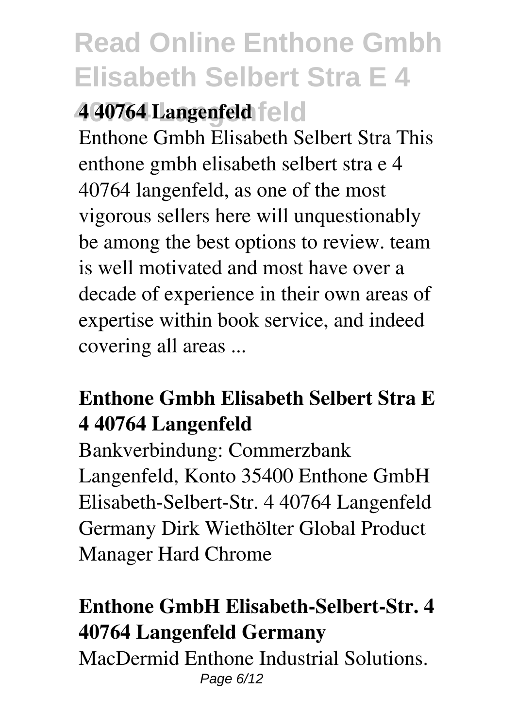**4 40764 Langenfeld**

Enthone Gmbh Elisabeth Selbert Stra This enthone gmbh elisabeth selbert stra e 4 40764 langenfeld, as one of the most vigorous sellers here will unquestionably be among the best options to review. team is well motivated and most have over a decade of experience in their own areas of expertise within book service, and indeed covering all areas ...

### Enthone Gmbh Elisabeth Selbert Stra E 4 40764 Langenfeld

Bankverbindung: Commerzbank Langenfeld, Konto 35400 Enthone GmbH Elisabeth-Selbert-Str. 4 40764 Langenfeld Germany Dirk Wiethölter Global Product Manager Hard Chrome

### Enthone GmbH Elisabeth-Selbert-Str. 4 40764 Langenfeld Germany

MacDermid Enthone Industrial Solutions.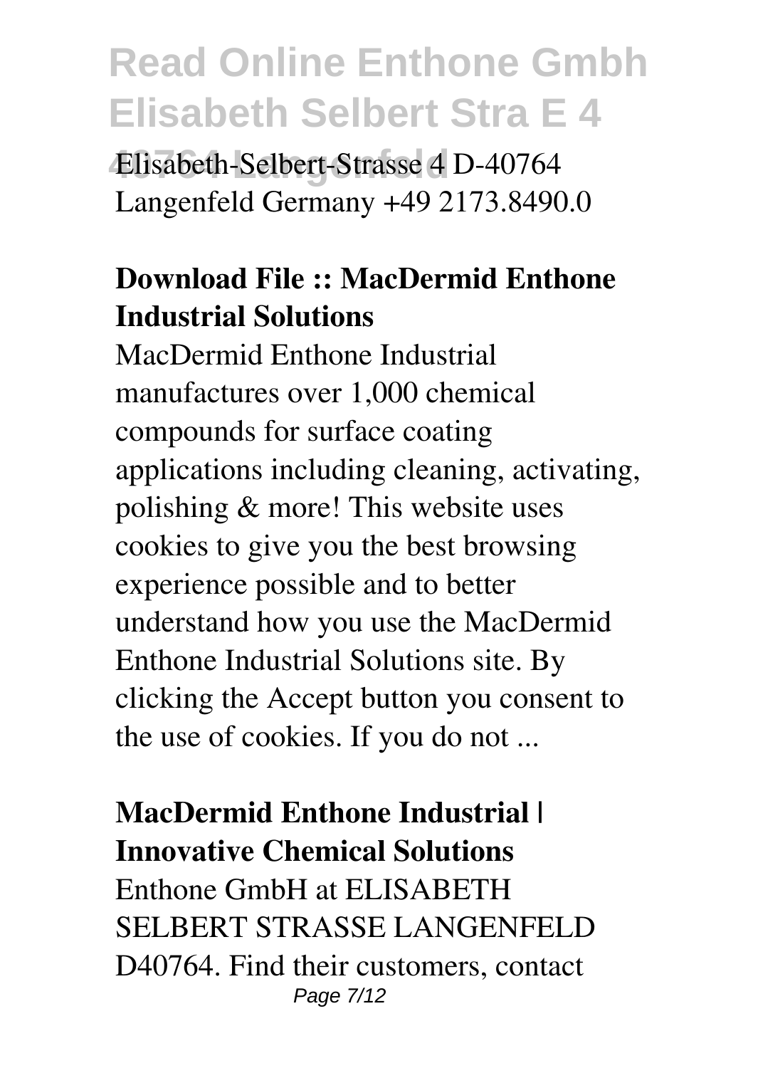Elisabeth-Selbert-Strasse 4 D-40764 Langenfeld Germany +49 2173.8490.0

**Download File :: MacDermid Enthone Industrial Solutions**

MacDermid Enthone Industrial manufactures over 1,000 chemical compounds for surface coating applications including cleaning, activating, polishing & more! This website uses cookies to give you the best browsing experience possible and to better understand how you use the MacDermid Enthone Industrial Solutions site. By clicking the Accept button you consent to the use of cookies. If you do not ...

**MacDermid Enthone Industrial | Innovative Chemical Solutions**

Enthone GmbH at ELISABETH SELBERT STRASSE LANGENFELD D40764. Find their customers, contact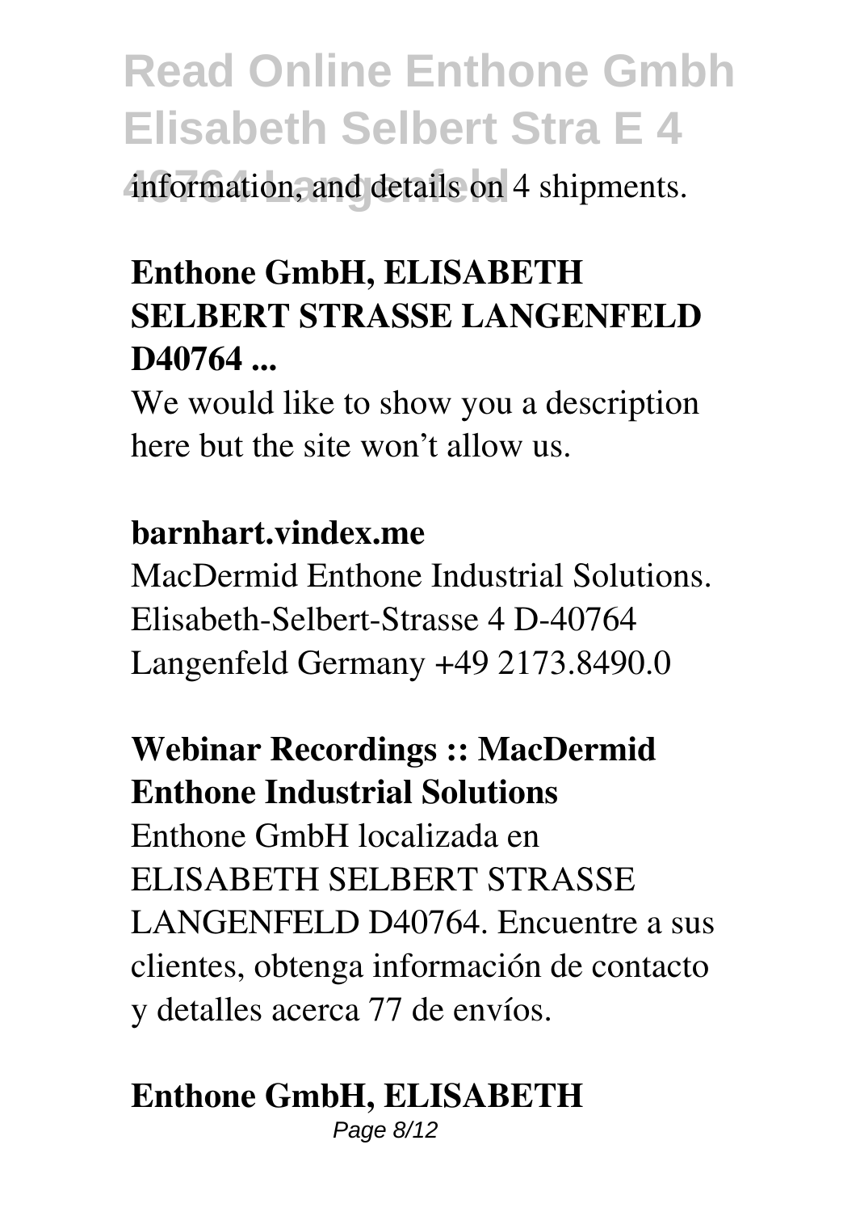information, and details on 4 shipments.

### Enthone GmbH, ELISABETH SELBERT STRASSE LANGENFELD D40764 ...

We would like to show you a description here but the site won’t allow us.

### barnhart.vindex.me

MacDermid Enthone Industrial Solutions. Elisabeth-Selbert-Strasse 4 D-40764 Langenfeld Germany +49 2173.8490.0

### Webinar Recordings :: MacDermid Enthone Industrial Solutions

Enthone GmbH localizada en ELISABETH SELBERT STRASSE LANGENFELD D40764. Encuentre a sus clientes, obtenga información de contacto y detalles acerca 77 de envíos.

### Enthone GmbH, ELISABETH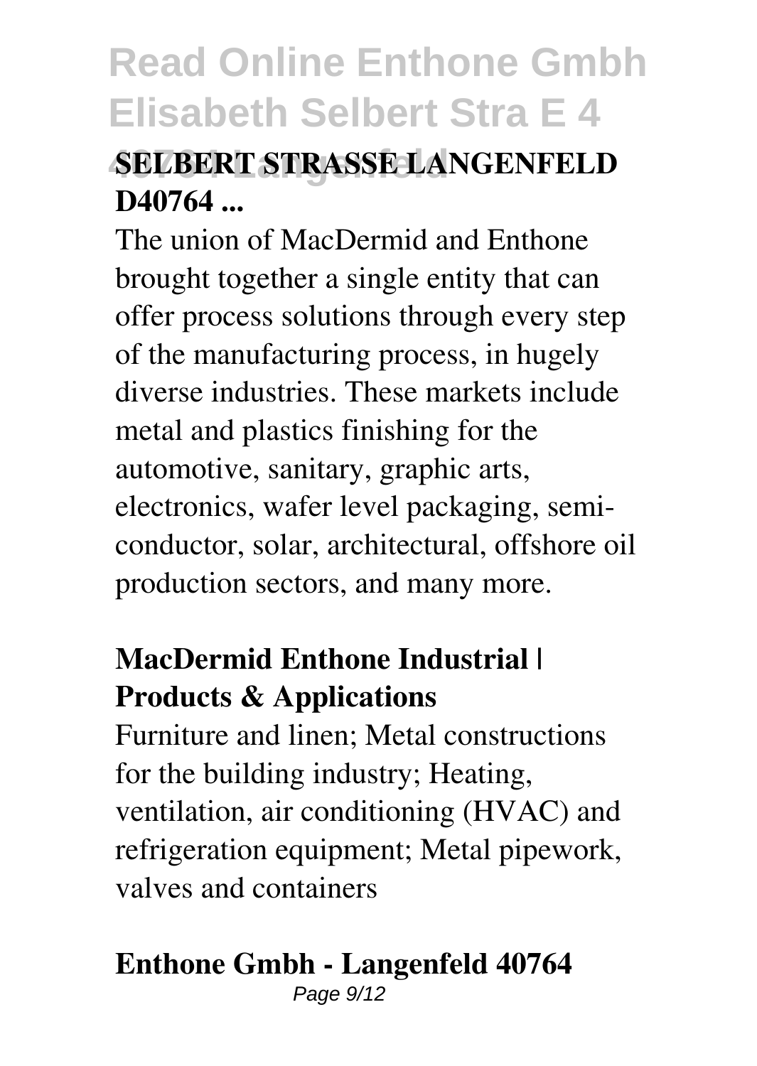### SELBERT STRASSE LANGENFELD D40764 ...

The union of MacDermid and Enthone brought together a single entity that can offer process solutions through every step of the manufacturing process, in hugely diverse industries. These markets include metal and plastics finishing for the automotive, sanitary, graphic arts, electronics, wafer level packaging, semi-conductor, solar, architectural, offshore oil production sectors, and many more.

### MacDermid Enthone Industrial | Products & Applications

Furniture and linen; Metal constructions for the building industry; Heating, ventilation, air conditioning (HVAC) and refrigeration equipment; Metal pipework, valves and containers

### Enthone Gmbh - Langenfeld 40764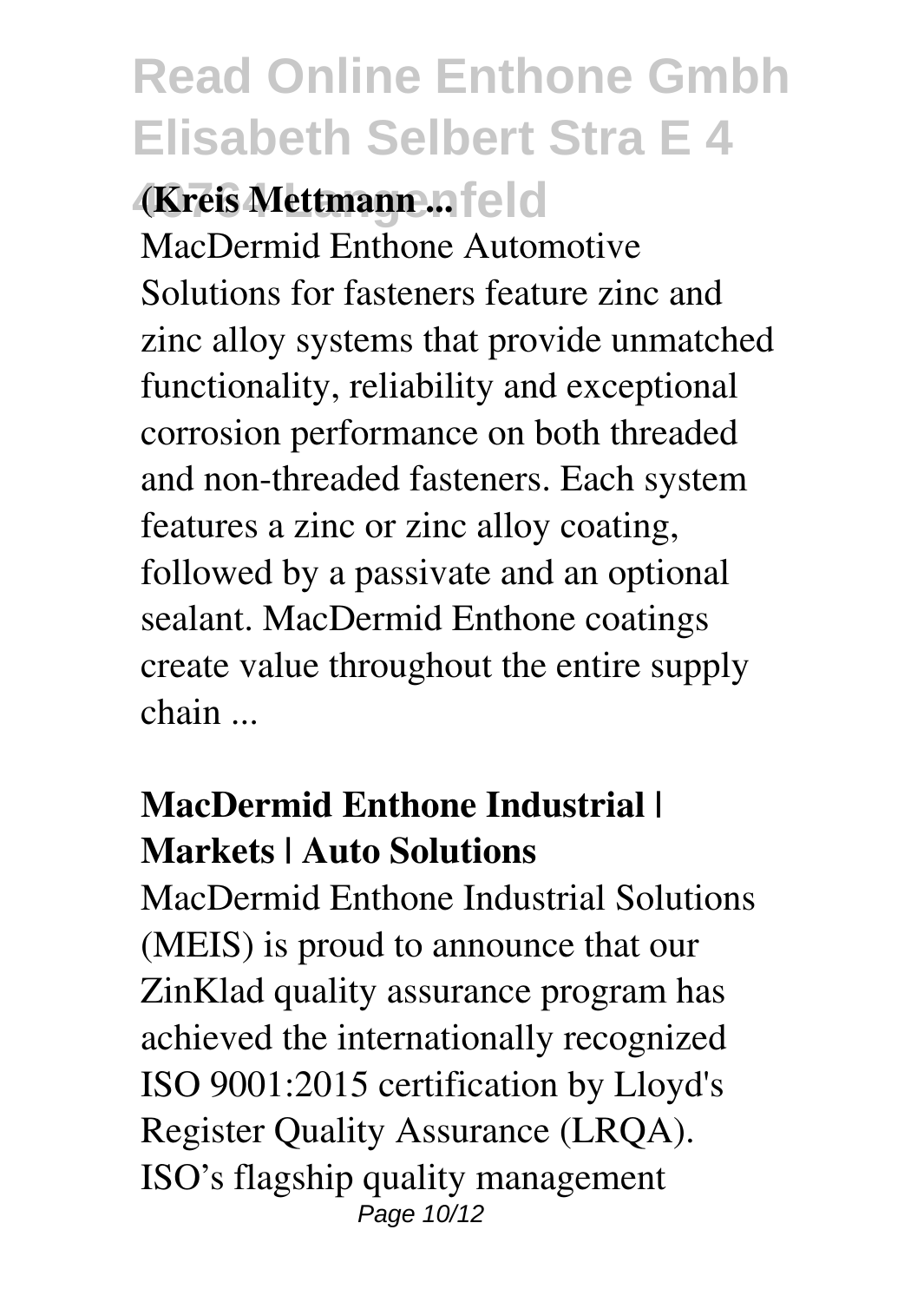**(Kreis Mettmann ...**

MacDermid Enthone Automotive Solutions for fasteners feature zinc and zinc alloy systems that provide unmatched functionality, reliability and exceptional corrosion performance on both threaded and non-threaded fasteners. Each system features a zinc or zinc alloy coating, followed by a passivate and an optional sealant. MacDermid Enthone coatings create value throughout the entire supply chain ...

## MacDermid Enthone Industrial | Markets | Auto Solutions

MacDermid Enthone Industrial Solutions (MEIS) is proud to announce that our ZinKlad quality assurance program has achieved the internationally recognized ISO 9001:2015 certification by Lloyd's Register Quality Assurance (LRQA). ISO's flagship quality management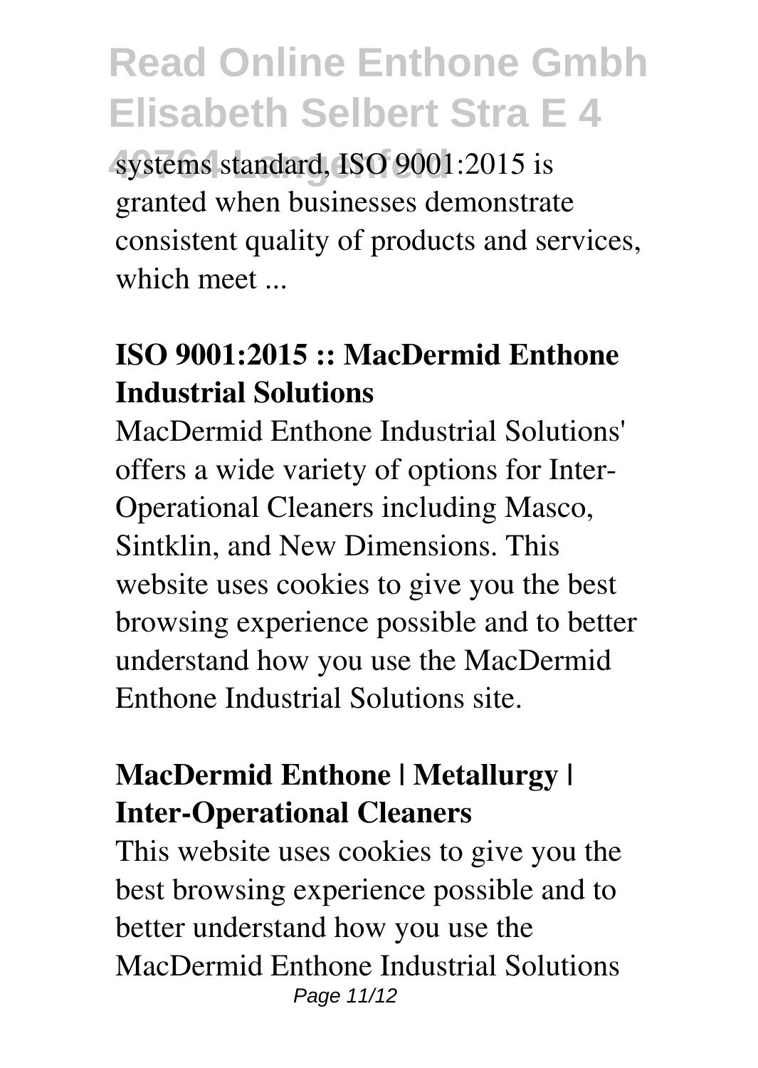systems standard, ISO 9001:2015 is granted when businesses demonstrate consistent quality of products and services, which meet ...

**ISO 9001:2015 :: MacDermid Enthone Industrial Solutions**

MacDermid Enthone Industrial Solutions' offers a wide variety of options for Inter-Operational Cleaners including Masco, Sintklin, and New Dimensions. This website uses cookies to give you the best browsing experience possible and to better understand how you use the MacDermid Enthone Industrial Solutions site.

**MacDermid Enthone | Metallurgy | Inter-Operational Cleaners**

This website uses cookies to give you the best browsing experience possible and to better understand how you use the MacDermid Enthone Industrial Solutions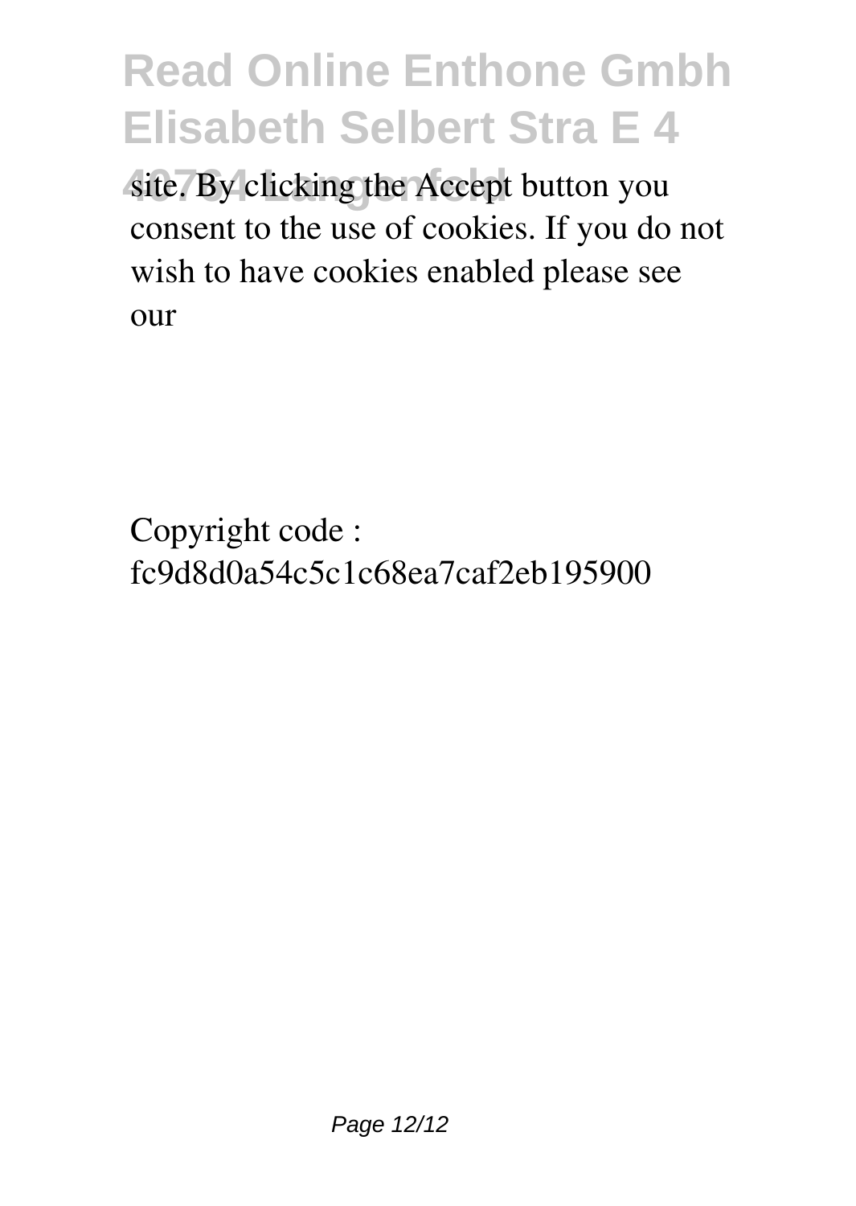site. By clicking the Accept button you consent to the use of cookies. If you do not wish to have cookies enabled please see our

Copyright code : fc9d8d0a54c5c1c68ea7caf2eb195900